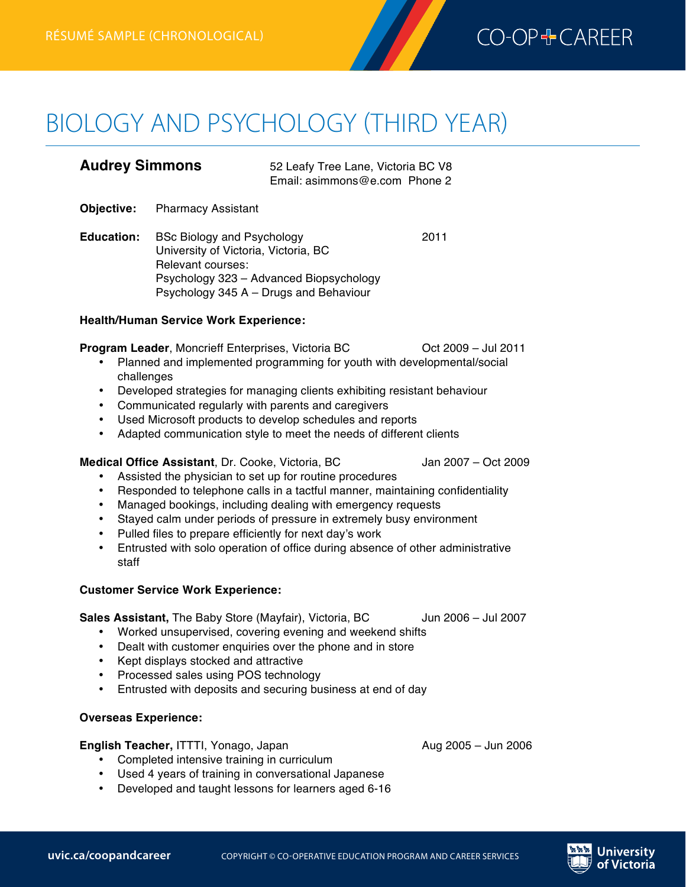RÉSUMÉ SAMPLE (CHRONOLOGICAL)

CO-OP + CAREER

# BIOLOGY AND PSYCHOLOGY (THIRD YEAR)

**Audrey Simmons**

52 Leafy Tree Lane, Victoria BC V8
Email: asimmons@e.com Phone 2

**Objective:** Pharmacy Assistant

**Education:** BSc Biology and Psychology — 2011
University of Victoria, Victoria, BC
Relevant courses:
Psychology 323 – Advanced Biopsychology
Psychology 345 A – Drugs and Behaviour

**Health/Human Service Work Experience:**

**Program Leader**, Moncrieff Enterprises, Victoria BC — Oct 2009 – Jul 2011

- Planned and implemented programming for youth with developmental/social challenges
- Developed strategies for managing clients exhibiting resistant behaviour
- Communicated regularly with parents and caregivers
- Used Microsoft products to develop schedules and reports
- Adapted communication style to meet the needs of different clients

**Medical Office Assistant**, Dr. Cooke, Victoria, BC — Jan 2007 – Oct 2009

- Assisted the physician to set up for routine procedures
- Responded to telephone calls in a tactful manner, maintaining confidentiality
- Managed bookings, including dealing with emergency requests
- Stayed calm under periods of pressure in extremely busy environment
- Pulled files to prepare efficiently for next day's work
- Entrusted with solo operation of office during absence of other administrative staff

**Customer Service Work Experience:**

**Sales Assistant,** The Baby Store (Mayfair), Victoria, BC — Jun 2006 – Jul 2007

- Worked unsupervised, covering evening and weekend shifts
- Dealt with customer enquiries over the phone and in store
- Kept displays stocked and attractive
- Processed sales using POS technology
- Entrusted with deposits and securing business at end of day

**Overseas Experience:**

**English Teacher,** ITTTI, Yonago, Japan — Aug 2005 – Jun 2006

- Completed intensive training in curriculum
- Used 4 years of training in conversational Japanese
- Developed and taught lessons for learners aged 6-16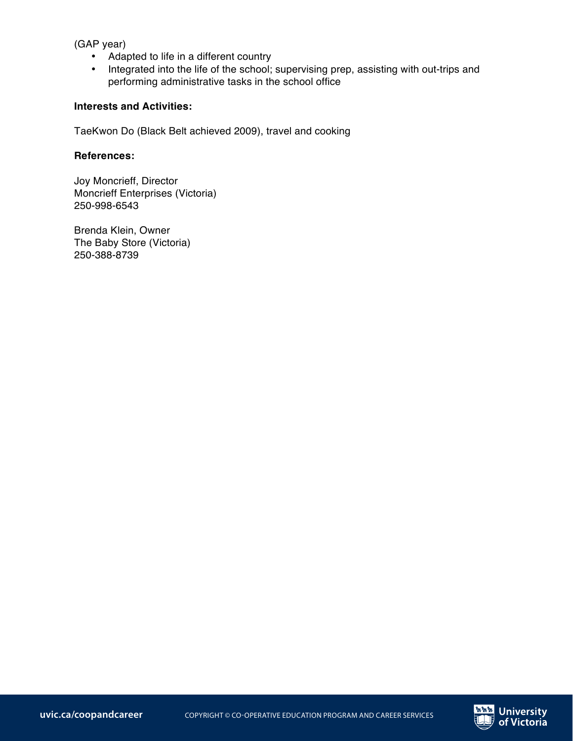(GAP year)

- Adapted to life in a different country
- Integrated into the life of the school; supervising prep, assisting with out-trips and performing administrative tasks in the school office

**Interests and Activities:**

TaeKwon Do (Black Belt achieved 2009), travel and cooking

**References:**

Joy Moncrieff, Director
Moncrieff Enterprises (Victoria)
250-998-6543

Brenda Klein, Owner
The Baby Store (Victoria)
250-388-8739